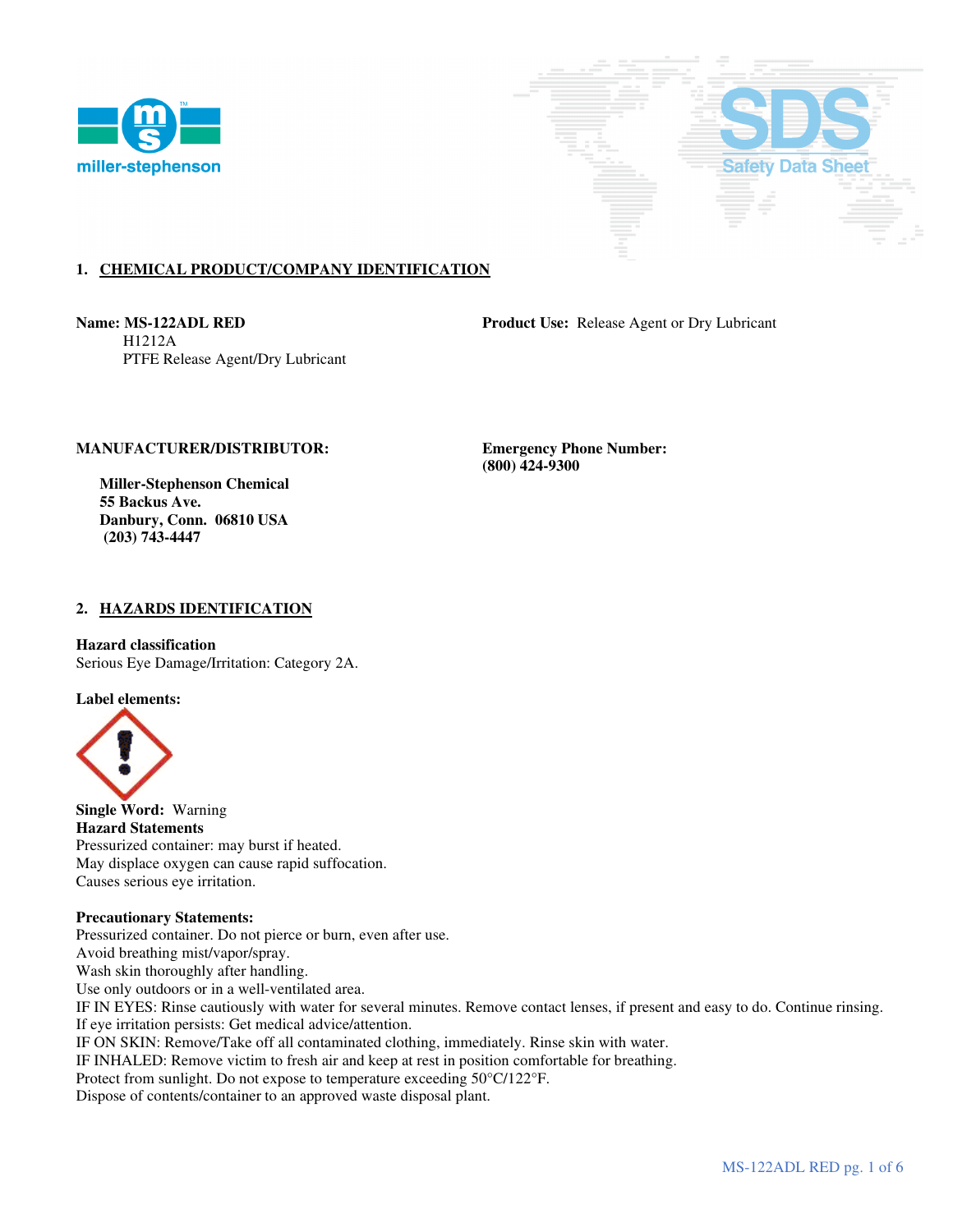## 1. CHEMICAL PRODUCT/COMPANY IDENTIFICATION

**Name: MS-122ADL RED**
H1212A
PTFE Release Agent/Dry Lubricant

**Product Use:** Release Agent or Dry Lubricant

**MANUFACTURER/DISTRIBUTOR:**

**Miller-Stephenson Chemical**
**55 Backus Ave.**
**Danbury, Conn. 06810 USA**
**(203) 743-4447**

**Emergency Phone Number:**
**(800) 424-9300**

## 2. HAZARDS IDENTIFICATION

**Hazard classification**
Serious Eye Damage/Irritation: Category 2A.

**Label elements:**

**Single Word:** Warning
**Hazard Statements**
Pressurized container: may burst if heated.
May displace oxygen can cause rapid suffocation.
Causes serious eye irritation.

**Precautionary Statements:**
Pressurized container. Do not pierce or burn, even after use.
Avoid breathing mist/vapor/spray.
Wash skin thoroughly after handling.
Use only outdoors or in a well-ventilated area.
IF IN EYES: Rinse cautiously with water for several minutes. Remove contact lenses, if present and easy to do. Continue rinsing.
If eye irritation persists: Get medical advice/attention.
IF ON SKIN: Remove/Take off all contaminated clothing, immediately. Rinse skin with water.
IF INHALED: Remove victim to fresh air and keep at rest in position comfortable for breathing.
Protect from sunlight. Do not expose to temperature exceeding 50°C/122°F.
Dispose of contents/container to an approved waste disposal plant.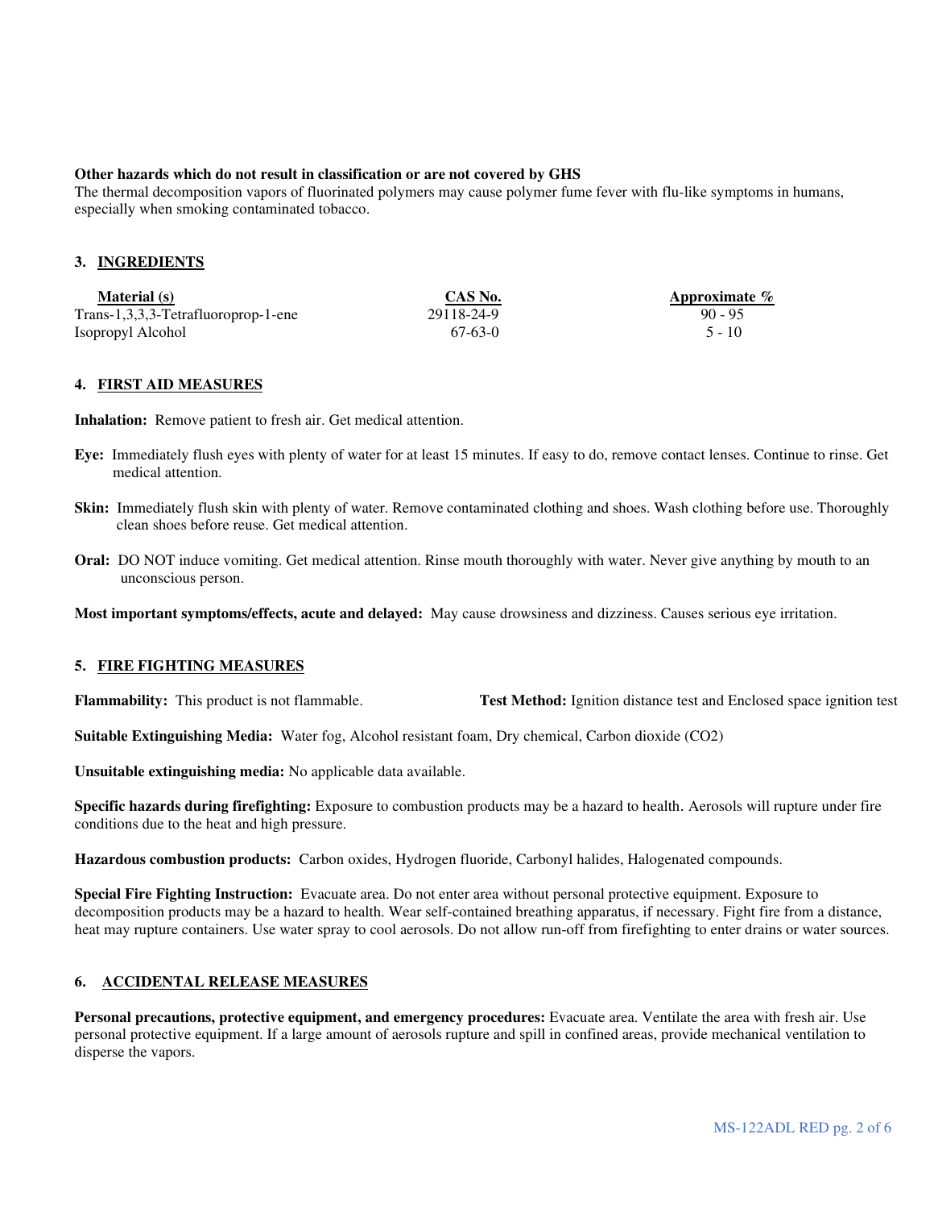**Other hazards which do not result in classification or are not covered by GHS**

The thermal decomposition vapors of fluorinated polymers may cause polymer fume fever with flu-like symptoms in humans, especially when smoking contaminated tobacco.

## 3. INGREDIENTS

| Material (s) | CAS No. | Approximate % |
|---|---|---|
| Trans-1,3,3,3-Tetrafluoroprop-1-ene | 29118-24-9 | 90 - 95 |
| Isopropyl Alcohol | 67-63-0 | 5 - 10 |

## 4. FIRST AID MEASURES

**Inhalation:** Remove patient to fresh air. Get medical attention.

**Eye:** Immediately flush eyes with plenty of water for at least 15 minutes. If easy to do, remove contact lenses. Continue to rinse. Get medical attention.

**Skin:** Immediately flush skin with plenty of water. Remove contaminated clothing and shoes. Wash clothing before use. Thoroughly clean shoes before reuse. Get medical attention.

**Oral:** DO NOT induce vomiting. Get medical attention. Rinse mouth thoroughly with water. Never give anything by mouth to an unconscious person.

**Most important symptoms/effects, acute and delayed:** May cause drowsiness and dizziness. Causes serious eye irritation.

## 5. FIRE FIGHTING MEASURES

**Flammability:** This product is not flammable. **Test Method:** Ignition distance test and Enclosed space ignition test

**Suitable Extinguishing Media:** Water fog, Alcohol resistant foam, Dry chemical, Carbon dioxide ($CO_2$)

**Unsuitable extinguishing media:** No applicable data available.

**Specific hazards during firefighting:** Exposure to combustion products may be a hazard to health. Aerosols will rupture under fire conditions due to the heat and high pressure.

**Hazardous combustion products:** Carbon oxides, Hydrogen fluoride, Carbonyl halides, Halogenated compounds.

**Special Fire Fighting Instruction:** Evacuate area. Do not enter area without personal protective equipment. Exposure to decomposition products may be a hazard to health. Wear self-contained breathing apparatus, if necessary. Fight fire from a distance, heat may rupture containers. Use water spray to cool aerosols. Do not allow run-off from firefighting to enter drains or water sources.

## 6. ACCIDENTAL RELEASE MEASURES

**Personal precautions, protective equipment, and emergency procedures:** Evacuate area. Ventilate the area with fresh air. Use personal protective equipment. If a large amount of aerosols rupture and spill in confined areas, provide mechanical ventilation to disperse the vapors.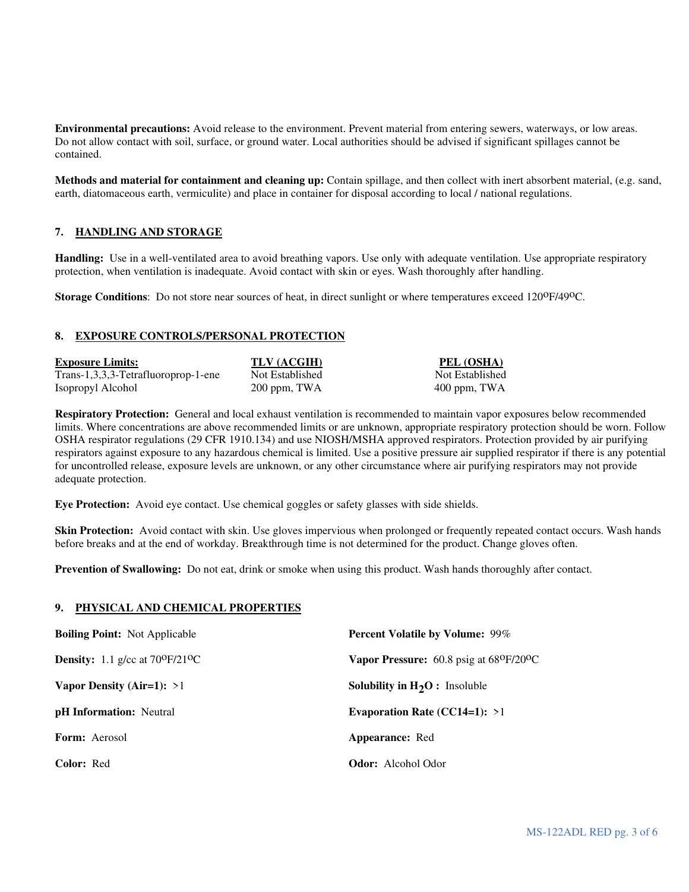**Environmental precautions:** Avoid release to the environment. Prevent material from entering sewers, waterways, or low areas. Do not allow contact with soil, surface, or ground water. Local authorities should be advised if significant spillages cannot be contained.

**Methods and material for containment and cleaning up:** Contain spillage, and then collect with inert absorbent material, (e.g. sand, earth, diatomaceous earth, vermiculite) and place in container for disposal according to local / national regulations.

## 7. HANDLING AND STORAGE

**Handling:** Use in a well-ventilated area to avoid breathing vapors. Use only with adequate ventilation. Use appropriate respiratory protection, when ventilation is inadequate. Avoid contact with skin or eyes. Wash thoroughly after handling.

**Storage Conditions**: Do not store near sources of heat, in direct sunlight or where temperatures exceed 120$^{O}$F/49$^{O}$C.

## 8. EXPOSURE CONTROLS/PERSONAL PROTECTION

| Exposure Limits: | TLV (ACGIH) | PEL (OSHA) |
|---|---|---|
| Trans-1,3,3,3-Tetrafluoroprop-1-ene | Not Established | Not Established |
| Isopropyl Alcohol | 200 ppm, TWA | 400 ppm, TWA |

**Respiratory Protection:** General and local exhaust ventilation is recommended to maintain vapor exposures below recommended limits. Where concentrations are above recommended limits or are unknown, appropriate respiratory protection should be worn. Follow OSHA respirator regulations (29 CFR 1910.134) and use NIOSH/MSHA approved respirators. Protection provided by air purifying respirators against exposure to any hazardous chemical is limited. Use a positive pressure air supplied respirator if there is any potential for uncontrolled release, exposure levels are unknown, or any other circumstance where air purifying respirators may not provide adequate protection.

**Eye Protection:** Avoid eye contact. Use chemical goggles or safety glasses with side shields.

**Skin Protection:** Avoid contact with skin. Use gloves impervious when prolonged or frequently repeated contact occurs. Wash hands before breaks and at the end of workday. Breakthrough time is not determined for the product. Change gloves often.

**Prevention of Swallowing:** Do not eat, drink or smoke when using this product. Wash hands thoroughly after contact.

## 9. PHYSICAL AND CHEMICAL PROPERTIES

**Boiling Point:** Not Applicable

**Percent Volatile by Volume:** 99%

**Density:** 1.1 g/cc at 70$^{O}$F/21$^{O}$C

**Vapor Pressure:** 60.8 psig at 68$^{O}$F/20$^{O}$C

**Vapor Density (Air=1):** >1

**Solubility in $H_2O$ :** Insoluble

**pH Information:** Neutral

**Evaporation Rate (CC14=1):** >1

**Form:** Aerosol

**Appearance:** Red

**Color:** Red

**Odor:** Alcohol Odor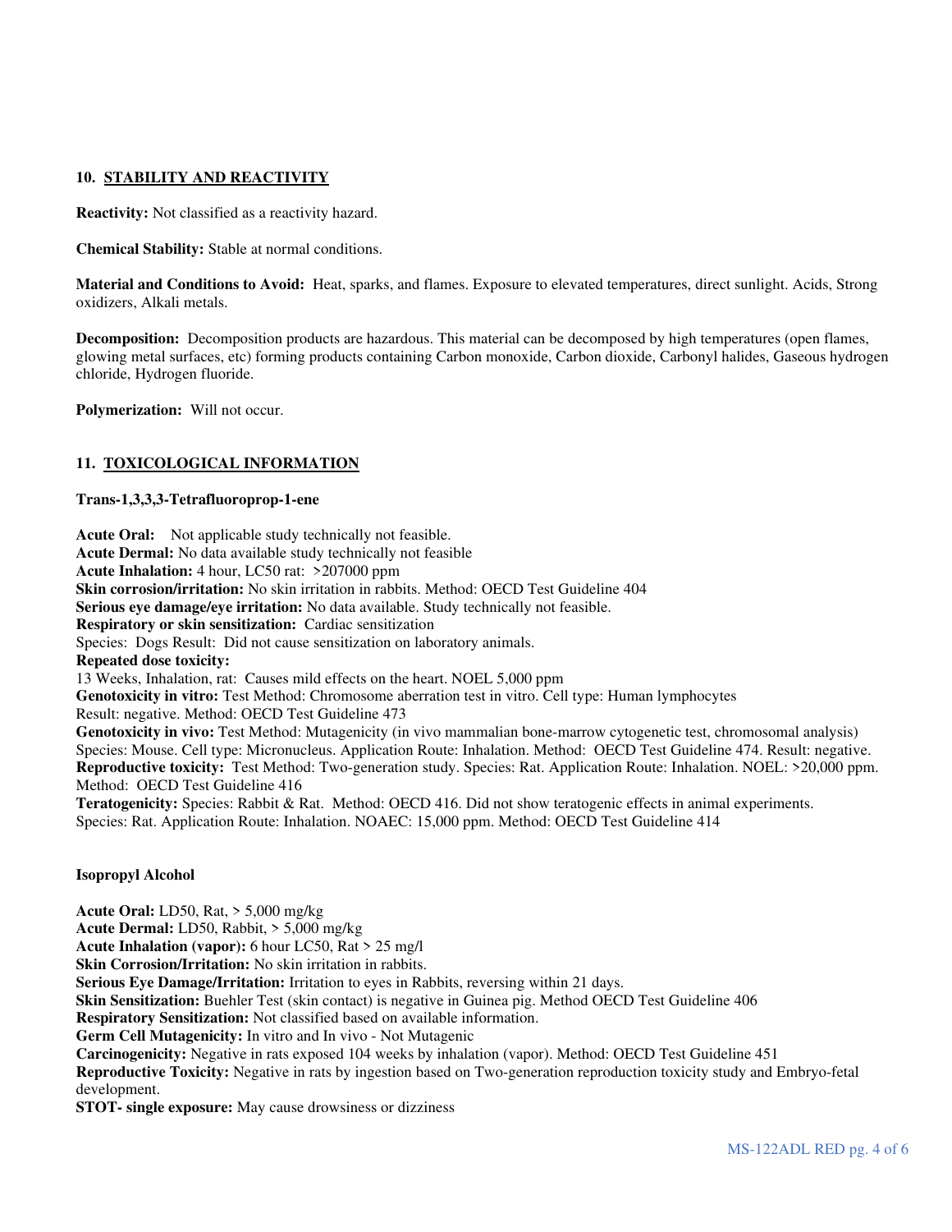## 10. STABILITY AND REACTIVITY

**Reactivity:** Not classified as a reactivity hazard.

**Chemical Stability:** Stable at normal conditions.

**Material and Conditions to Avoid:** Heat, sparks, and flames. Exposure to elevated temperatures, direct sunlight. Acids, Strong oxidizers, Alkali metals.

**Decomposition:** Decomposition products are hazardous. This material can be decomposed by high temperatures (open flames, glowing metal surfaces, etc) forming products containing Carbon monoxide, Carbon dioxide, Carbonyl halides, Gaseous hydrogen chloride, Hydrogen fluoride.

**Polymerization:** Will not occur.

## 11. TOXICOLOGICAL INFORMATION

**Trans-1,3,3,3-Tetrafluoroprop-1-ene**

**Acute Oral:** Not applicable study technically not feasible.
**Acute Dermal:** No data available study technically not feasible
**Acute Inhalation:** 4 hour, LC50 rat: >207000 ppm
**Skin corrosion/irritation:** No skin irritation in rabbits. Method: OECD Test Guideline 404
**Serious eye damage/eye irritation:** No data available. Study technically not feasible.
**Respiratory or skin sensitization:** Cardiac sensitization
Species: Dogs Result: Did not cause sensitization on laboratory animals.
**Repeated dose toxicity:**
13 Weeks, Inhalation, rat: Causes mild effects on the heart. NOEL 5,000 ppm
**Genotoxicity in vitro:** Test Method: Chromosome aberration test in vitro. Cell type: Human lymphocytes
Result: negative. Method: OECD Test Guideline 473
**Genotoxicity in vivo:** Test Method: Mutagenicity (in vivo mammalian bone-marrow cytogenetic test, chromosomal analysis)
Species: Mouse. Cell type: Micronucleus. Application Route: Inhalation. Method: OECD Test Guideline 474. Result: negative.
**Reproductive toxicity:** Test Method: Two-generation study. Species: Rat. Application Route: Inhalation. NOEL: >20,000 ppm. Method: OECD Test Guideline 416
**Teratogenicity:** Species: Rabbit & Rat. Method: OECD 416. Did not show teratogenic effects in animal experiments.
Species: Rat. Application Route: Inhalation. NOAEC: 15,000 ppm. Method: OECD Test Guideline 414

**Isopropyl Alcohol**

**Acute Oral:** LD50, Rat, > 5,000 mg/kg
**Acute Dermal:** LD50, Rabbit, > 5,000 mg/kg
**Acute Inhalation (vapor):** 6 hour LC50, Rat > 25 mg/l
**Skin Corrosion/Irritation:** No skin irritation in rabbits.
**Serious Eye Damage/Irritation:** Irritation to eyes in Rabbits, reversing within 21 days.
**Skin Sensitization:** Buehler Test (skin contact) is negative in Guinea pig. Method OECD Test Guideline 406
**Respiratory Sensitization:** Not classified based on available information.
**Germ Cell Mutagenicity:** In vitro and In vivo - Not Mutagenic
**Carcinogenicity:** Negative in rats exposed 104 weeks by inhalation (vapor). Method: OECD Test Guideline 451
**Reproductive Toxicity:** Negative in rats by ingestion based on Two-generation reproduction toxicity study and Embryo-fetal development.
**STOT- single exposure:** May cause drowsiness or dizziness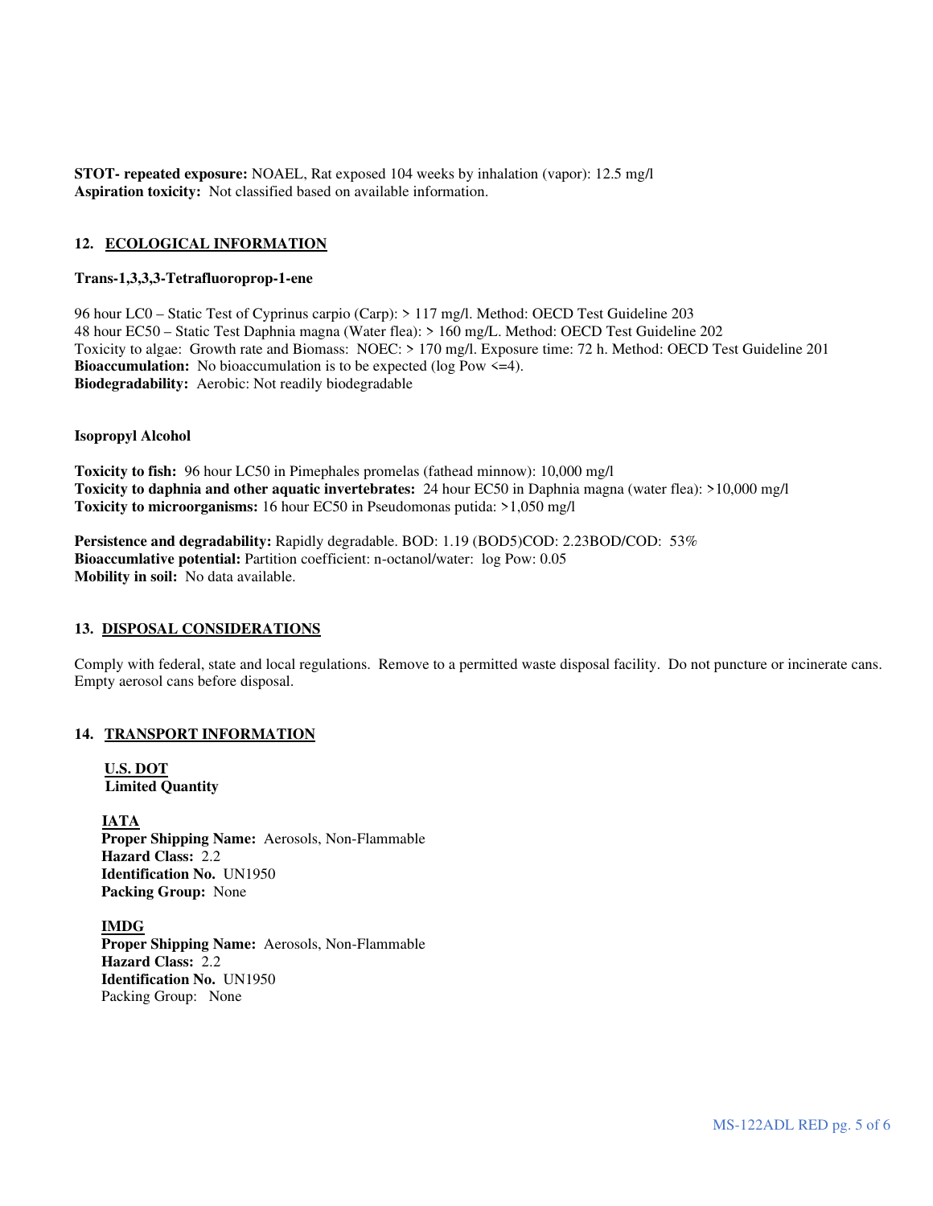**STOT- repeated exposure:** NOAEL, Rat exposed 104 weeks by inhalation (vapor): 12.5 mg/l
**Aspiration toxicity:** Not classified based on available information.

## 12. ECOLOGICAL INFORMATION

**Trans-1,3,3,3-Tetrafluoroprop-1-ene**

96 hour LC0 – Static Test of Cyprinus carpio (Carp): > 117 mg/l. Method: OECD Test Guideline 203
48 hour EC50 – Static Test Daphnia magna (Water flea): > 160 mg/L. Method: OECD Test Guideline 202
Toxicity to algae: Growth rate and Biomass: NOEC: > 170 mg/l. Exposure time: 72 h. Method: OECD Test Guideline 201
**Bioaccumulation:** No bioaccumulation is to be expected (log Pow <=4).
**Biodegradability:** Aerobic: Not readily biodegradable

**Isopropyl Alcohol**

**Toxicity to fish:** 96 hour LC50 in Pimephales promelas (fathead minnow): 10,000 mg/l
**Toxicity to daphnia and other aquatic invertebrates:** 24 hour EC50 in Daphnia magna (water flea): >10,000 mg/l
**Toxicity to microorganisms:** 16 hour EC50 in Pseudomonas putida: >1,050 mg/l

**Persistence and degradability:** Rapidly degradable. BOD: 1.19 (BOD5)COD: 2.23BOD/COD: 53%
**Bioaccumlative potential:** Partition coefficient: n-octanol/water: log Pow: 0.05
**Mobility in soil:** No data available.

## 13. DISPOSAL CONSIDERATIONS

Comply with federal, state and local regulations. Remove to a permitted waste disposal facility. Do not puncture or incinerate cans. Empty aerosol cans before disposal.

## 14. TRANSPORT INFORMATION

**U.S. DOT**
**Limited Quantity**

**IATA**
**Proper Shipping Name:** Aerosols, Non-Flammable
**Hazard Class:** 2.2
**Identification No.** UN1950
**Packing Group:** None

**IMDG**
**Proper Shipping Name:** Aerosols, Non-Flammable
**Hazard Class:** 2.2
**Identification No.** UN1950
Packing Group: None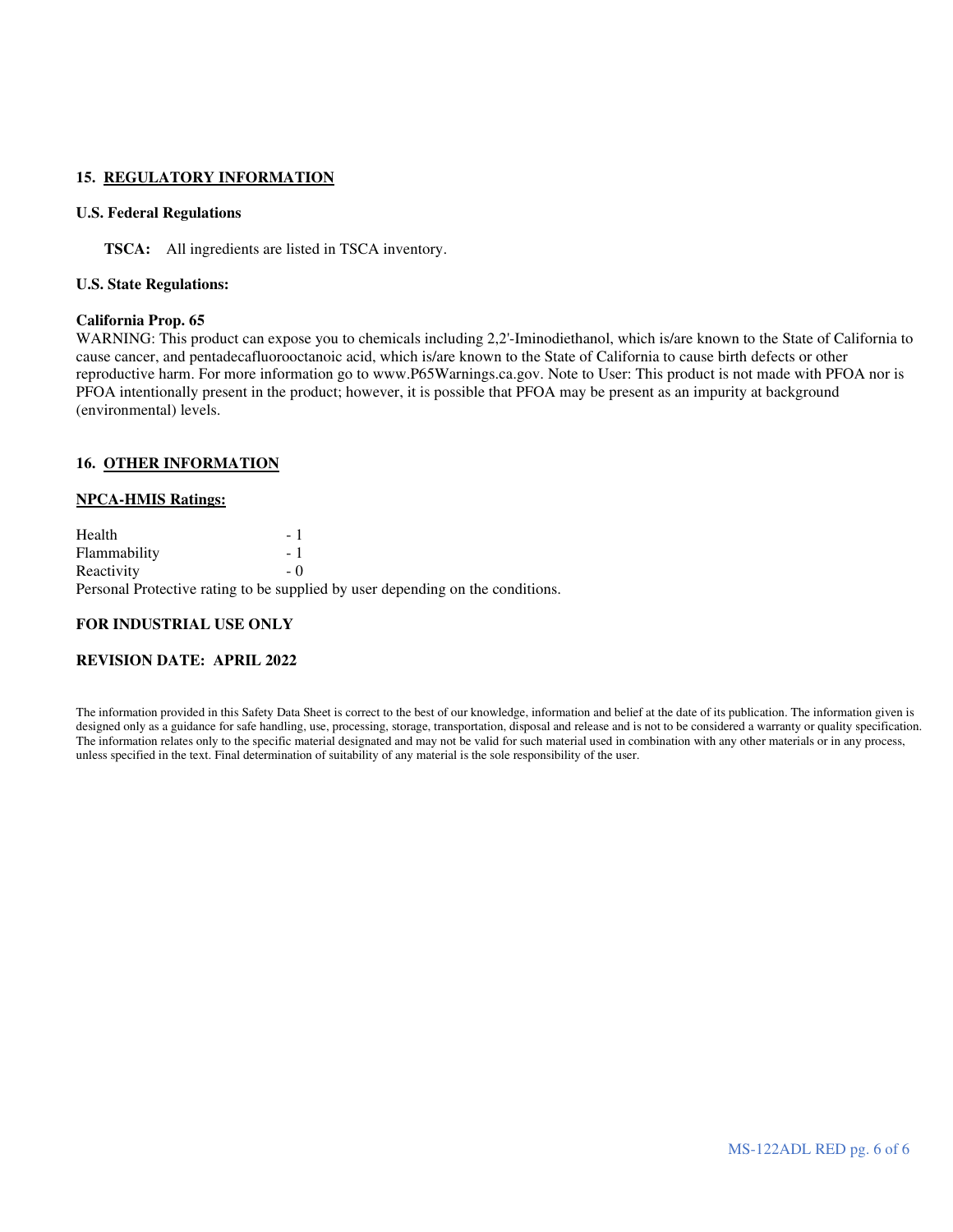## 15. REGULATORY INFORMATION

**U.S. Federal Regulations**

**TSCA:** All ingredients are listed in TSCA inventory.

**U.S. State Regulations:**

**California Prop. 65**

WARNING: This product can expose you to chemicals including 2,2'-Iminodiethanol, which is/are known to the State of California to cause cancer, and pentadecafluorooctanoic acid, which is/are known to the State of California to cause birth defects or other reproductive harm. For more information go to www.P65Warnings.ca.gov. Note to User: This product is not made with PFOA nor is PFOA intentionally present in the product; however, it is possible that PFOA may be present as an impurity at background (environmental) levels.

## 16. OTHER INFORMATION

**NPCA-HMIS Ratings:**

| | |
|---|---|
| Health | - 1 |
| Flammability | - 1 |
| Reactivity | - 0 |

Personal Protective rating to be supplied by user depending on the conditions.

**FOR INDUSTRIAL USE ONLY**

**REVISION DATE: APRIL 2022**

The information provided in this Safety Data Sheet is correct to the best of our knowledge, information and belief at the date of its publication. The information given is designed only as a guidance for safe handling, use, processing, storage, transportation, disposal and release and is not to be considered a warranty or quality specification. The information relates only to the specific material designated and may not be valid for such material used in combination with any other materials or in any process, unless specified in the text. Final determination of suitability of any material is the sole responsibility of the user.